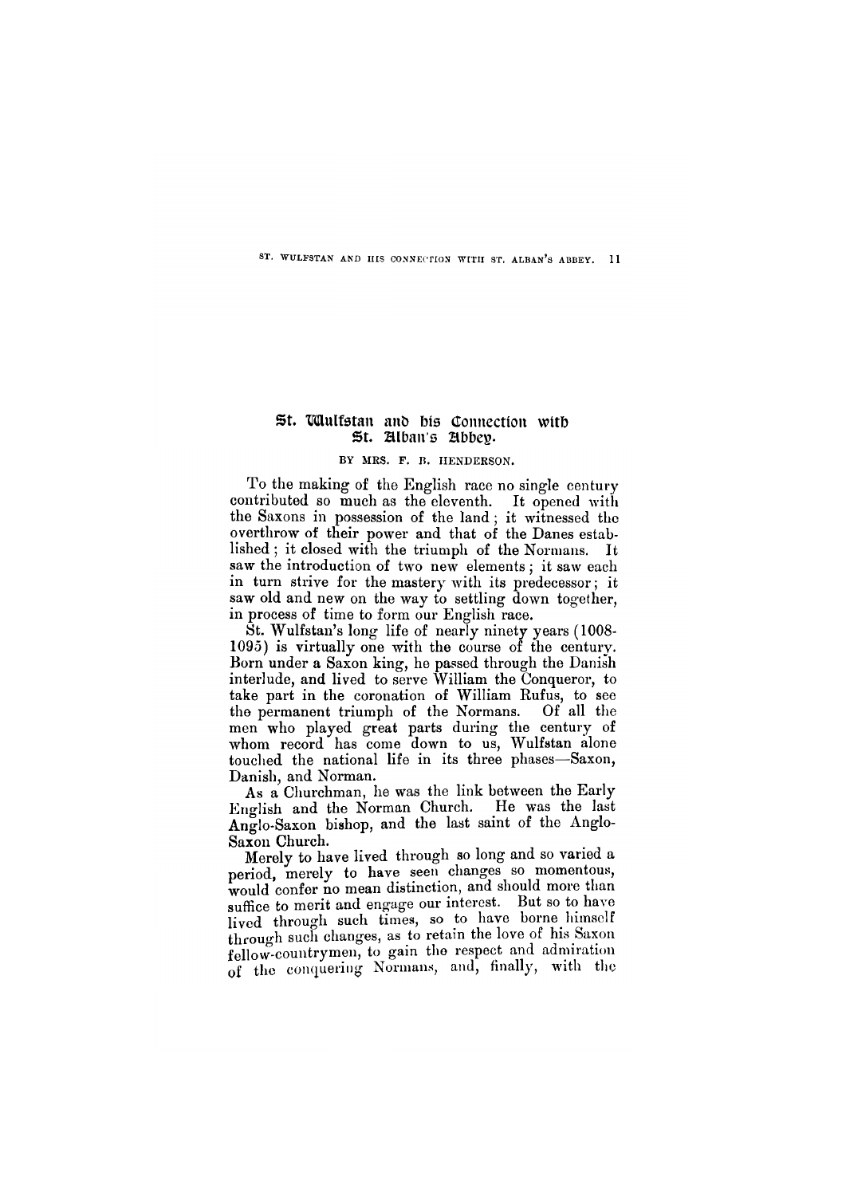# St. Wulfstan and his Connection with St. Alban's Abbey.

BY MRS. F. B. HENDERSON.

To the making of the English race no single century contributed so much as the eleventh. It opened with the Saxons in possession of the land; it witnessed the overthrow of their power and that of the Danes established; it closed with the triumph of the Normans. It saw the introduction of two new elements; it saw each in turn strive for the mastery with its predecessor; it saw old and new on the way to settling down together, in process of time to form our English race.

St. Wulfstan's long life of nearly ninety years (1008-1095) is virtually one with the course of the century. Born under a Saxon king, he passed through the Danish interlude, and lived to serve William the Conqueror, to take part in the coronation of William Rufus, to see the permanent triumph of the Normans. Of all the men who played great parts during the century of whom record has come down to us, Wulfstan alone touched the national life in its three phases—Saxon, Danish, and Norman.

As a Churchman, he was the link between the Early English and the Norman Church. He was the last Anglo-Saxon bishop, and the last saint of the Anglo-Saxon Church.

Merely to have lived through so long and so varied a period, merely to have seen changes so momentous, would confer no mean distinction, and should more than suffice to merit and engage our interest. But so to have lived through such times, so to have borne himself through such changes, as to retain the love of his Saxon fellow-countrymen, to gain the respect and admiration of the conquering Normans, and, finally, with the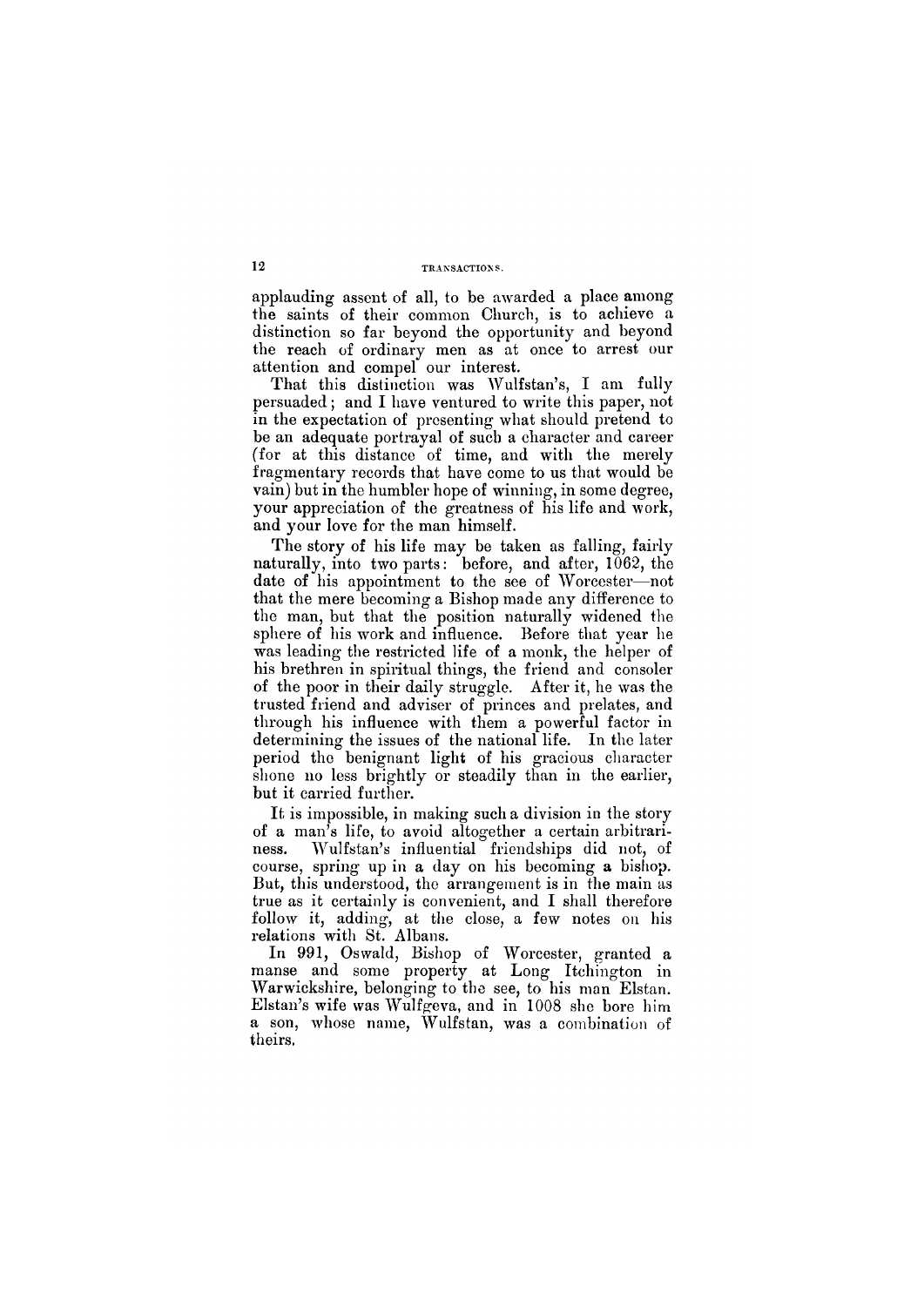applauding assent of all, to be awarded a place among the saints of their common Church, is to achieve a distinction so far beyond the opportunity and beyond the reach of ordinary men as at once to arrest our attention and compel our interest.

That this distinction was Wulfstan's, I am fully persuaded; and I have ventured to write this paper, not in the expectation of presenting what should pretend to be an adequate portrayal of such a character and career (for at this distance of time, and with the merely fragmentary records that have come to us that would be vain) but in the humbler hope of winning, in some degree, your appreciation of the greatness of his life and work, and your love for the man himself.

The story of his life may be taken as falling, fairly naturally, into two parts: before, and after, 1062, the date of his appointment to the see of Worcester—not that the mere becoming a Bishop made any difference to the man, but that the position naturally widened the sphere of his work and influence. Before that year he was leading the restricted life of a monk, the helper of his brethren in spiritual things, the friend and consoler of the poor in their daily struggle. After it, he was the trusted friend and adviser of princes and prelates, and through his influence with them a powerful factor in determining the issues of the national life. In the later period the benignant light of his gracious character shone no less brightly or steadily than in the earlier, but it carried further.

It is impossible, in making such a division in the story of a man's life, to avoid altogether a certain arbitrariness. Wulfstan's influential friendships did not, of course, spring up in a day on his becoming a bishop. But, this understood, the arrangement is in the main as true as it certainly is convenient, and I shall therefore follow it, adding, at the close, a few notes on his relations with St. Albans.

In 991, Oswald, Bishop of Worcester, granted a manse and some property at Long Itchington in Warwickshire, belonging to the see, to his man Elstan. Elstan's wife was Wulfgeva, and in 1008 she bore him a son, whose name, Wulfstan, was a combination of theirs.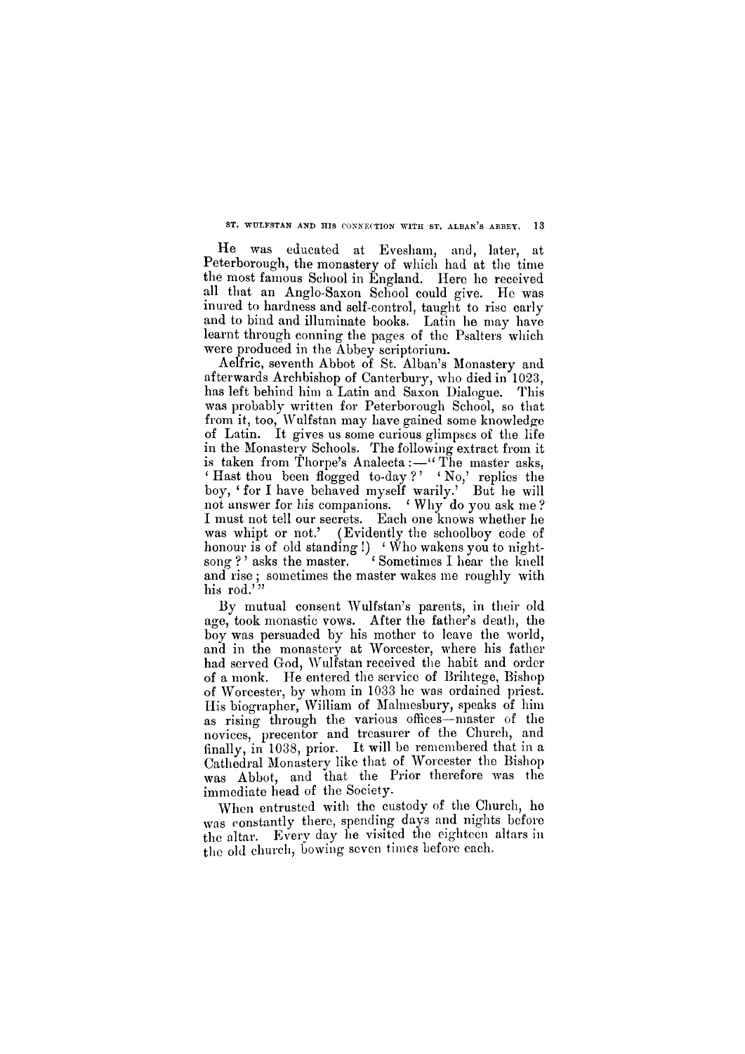He was educated at Evesham, and, later, at Peterborough, the monastery of which had at the time the most famous School in England. Here he received all that an Anglo-Saxon School could give. He was inured to hardness and self-control, taught to rise early and to bind and illuminate books. Latin he may have learnt through conning the pages of the Psalters which were produced in the Abbey scriptorium.

Aelfric, seventh Abbot of St. Alban's Monastery and afterwards Archbishop of Canterbury, who died in 1023, has left behind him a Latin and Saxon Dialogue. This was probably written for Peterborough School, so that from it, too, Wulfstan may have gained some knowledge of Latin. It gives us some curious glimpses of the life in the Monastery Schools. The following extract from it is taken from Thorpe's Analecta :—" The master asks, 'Hast thou been flogged to-day ?' 'No,' replies the boy, 'for I have behaved myself warily.' But he will not answer for his companions. 'Why do you ask me? I must not tell our secrets. Each one knows whether he was whipt or not.' (Evidently the schoolboy code of honour is of old standing !) 'Who wakens you to night-song ?' asks the master. 'Sometimes I hear the knell and rise ; sometimes the master wakes me roughly with his rod.' "

By mutual consent Wulfstan's parents, in their old age, took monastic vows. After the father's death, the boy was persuaded by his mother to leave the world, and in the monastery at Worcester, where his father had served God, Wulfstan received the habit and order of a monk. He entered the service of Brihtege, Bishop of Worcester, by whom in 1033 he was ordained priest. His biographer, William of Malmesbury, speaks of him as rising through the various offices—master of the novices, precentor and treasurer of the Church, and finally, in 1038, prior. It will be remembered that in a Cathedral Monastery like that of Worcester the Bishop was Abbot, and that the Prior therefore was the immediate head of the Society.

When entrusted with the custody of the Church, he was constantly there, spending days and nights before the altar. Every day he visited the eighteen altars in the old church, bowing seven times before each.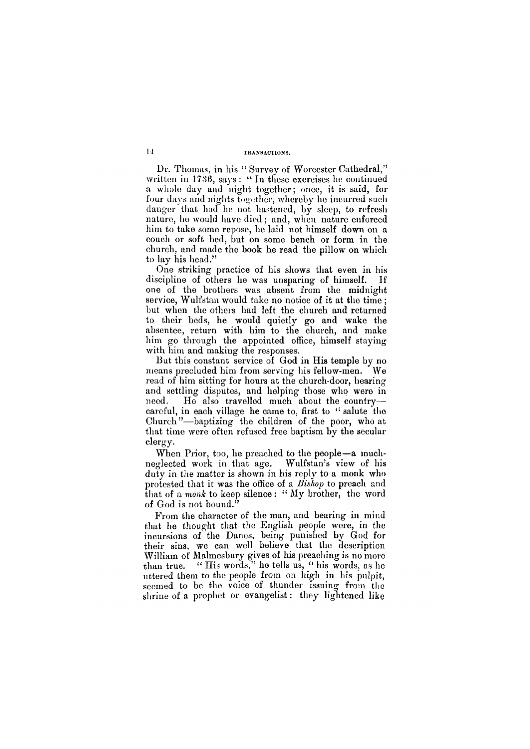Dr. Thomas, in his "Survey of Worcester Cathedral," written in 1736, says: "In these exercises he continued a whole day and night together; once, it is said, for four days and nights together, whereby he incurred such danger that had he not hastened, by sleep, to refresh nature, he would have died; and, when nature enforced him to take some repose, he laid not himself down on a couch or soft bed, but on some bench or form in the church, and made the book he read the pillow on which to lay his head."

One striking practice of his shows that even in his discipline of others he was unsparing of himself. If one of the brothers was absent from the midnight service, Wulfstan would take no notice of it at the time; but when the others had left the church and returned to their beds, he would quietly go and wake the absentee, return with him to the church, and make him go through the appointed office, himself staying with him and making the responses.

But this constant service of God in His temple by no means precluded him from serving his fellow-men. We read of him sitting for hours at the church-door, hearing and settling disputes, and helping those who were in need. He also travelled much about the country—careful, in each village he came to, first to "salute the Church"—baptizing the children of the poor, who at that time were often refused free baptism by the secular clergy.

When Prior, too, he preached to the people—a much-neglected work in that age. Wulfstan's view of his duty in the matter is shown in his reply to a monk who protested that it was the office of a *Bishop* to preach and that of a *monk* to keep silence: "My brother, the word of God is not bound."

From the character of the man, and bearing in mind that he thought that the English people were, in the incursions of the Danes, being punished by God for their sins, we can well believe that the description William of Malmesbury gives of his preaching is no more than true. "His words," he tells us, "his words, as he uttered them to the people from on high in his pulpit, seemed to be the voice of thunder issuing from the shrine of a prophet or evangelist: they lightened like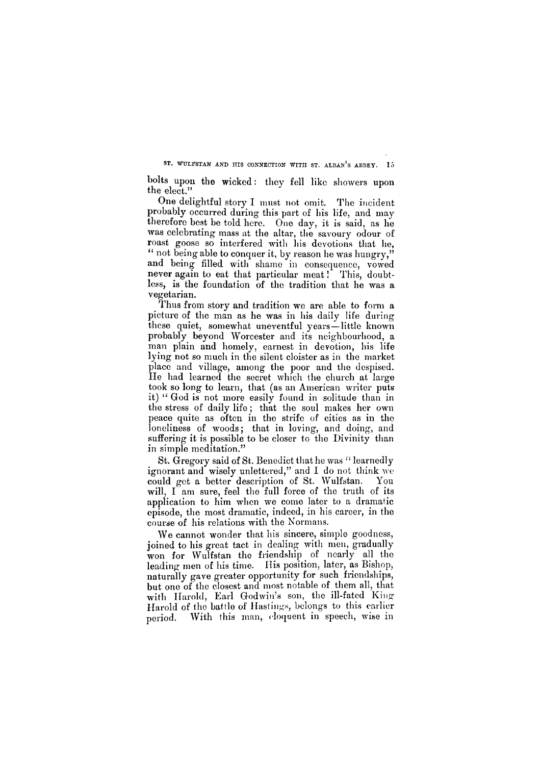bolts upon the wicked: they fell like showers upon the elect."

One delightful story I must not omit. The incident probably occurred during this part of his life, and may therefore best be told here. One day, it is said, as he was celebrating mass at the altar, the savoury odour of roast goose so interfered with his devotions that he, "not being able to conquer it, by reason he was hungry," and being filled with shame in consequence, vowed never again to eat that particular meat! This, doubtless, is the foundation of the tradition that he was a vegetarian.

Thus from story and tradition we are able to form a picture of the man as he was in his daily life during these quiet, somewhat uneventful years—little known probably beyond Worcester and its neighbourhood, a man plain and homely, earnest in devotion, his life lying not so much in the silent cloister as in the market place and village, among the poor and the despised. He had learned the secret which the church at large took so long to learn, that (as an American writer puts it) "God is not more easily found in solitude than in the stress of daily life; that the soul makes her own peace quite as often in the strife of cities as in the loneliness of woods; that in loving, and doing, and suffering it is possible to be closer to the Divinity than in simple meditation."

St. Gregory said of St. Benedict that he was "learnedly ignorant and wisely unlettered," and I do not think we could get a better description of St. Wulfstan. You will, I am sure, feel the full force of the truth of its application to him when we come later to a dramatic episode, the most dramatic, indeed, in his career, in the course of his relations with the Normans.

We cannot wonder that his sincere, simple goodness, joined to his great tact in dealing with men, gradually won for Wulfstan the friendship of nearly all the leading men of his time. His position, later, as Bishop, naturally gave greater opportunity for such friendships, but one of the closest and most notable of them all, that with Harold, Earl Godwin's son, the ill-fated King Harold of the battle of Hastings, belongs to this earlier period. With this man, eloquent in speech, wise in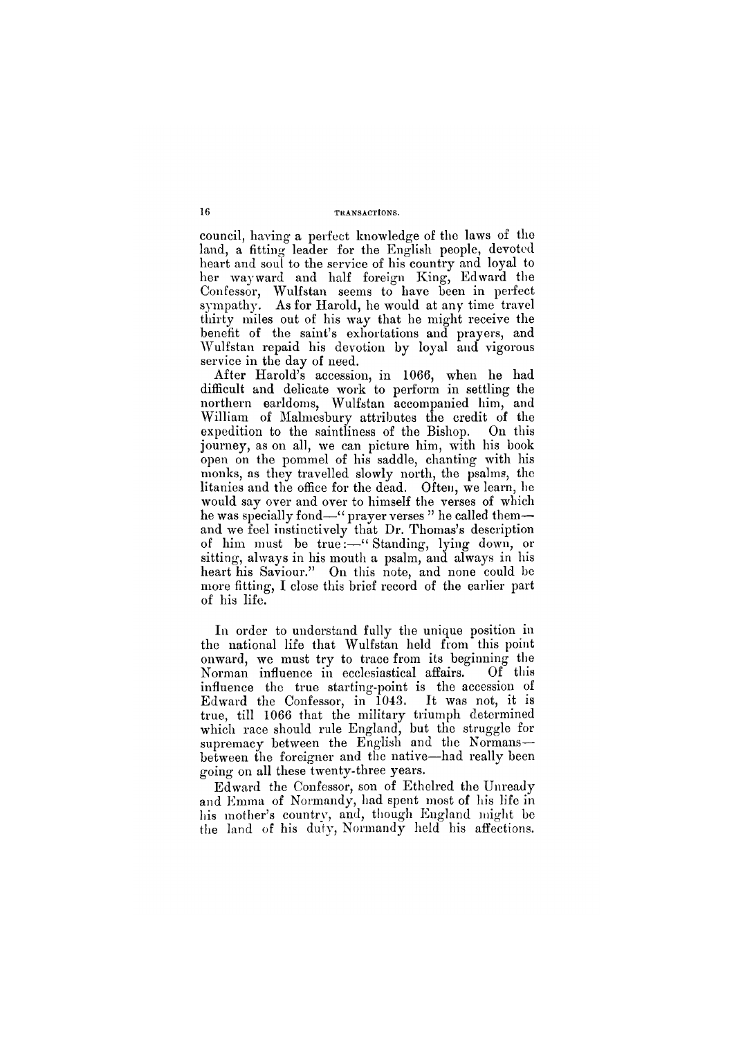council, having a perfect knowledge of the laws of the land, a fitting leader for the English people, devoted heart and soul to the service of his country and loyal to her wayward and half foreign King, Edward the Confessor, Wulfstan seems to have been in perfect sympathy. As for Harold, he would at any time travel thirty miles out of his way that he might receive the benefit of the saint's exhortations and prayers, and Wulfstan repaid his devotion by loyal and vigorous service in the day of need.

After Harold's accession, in 1066, when he had difficult and delicate work to perform in settling the northern earldoms, Wulfstan accompanied him, and William of Malmesbury attributes the credit of the expedition to the saintliness of the Bishop. On this journey, as on all, we can picture him, with his book open on the pommel of his saddle, chanting with his monks, as they travelled slowly north, the psalms, the litanies and the office for the dead. Often, we learn, he would say over and over to himself the verses of which he was specially fond—"prayer verses" he called them—and we feel instinctively that Dr. Thomas's description of him must be true:—"Standing, lying down, or sitting, always in his mouth a psalm, and always in his heart his Saviour." On this note, and none could be more fitting, I close this brief record of the earlier part of his life.

In order to understand fully the unique position in the national life that Wulfstan held from this point onward, we must try to trace from its beginning the Norman influence in ecclesiastical affairs. Of this influence the true starting-point is the accession of Edward the Confessor, in 1043. It was not, it is true, till 1066 that the military triumph determined which race should rule England, but the struggle for supremacy between the English and the Normans—between the foreigner and the native—had really been going on all these twenty-three years.

Edward the Confessor, son of Ethelred the Unready and Emma of Normandy, had spent most of his life in his mother's country, and, though England might be the land of his duty, Normandy held his affections.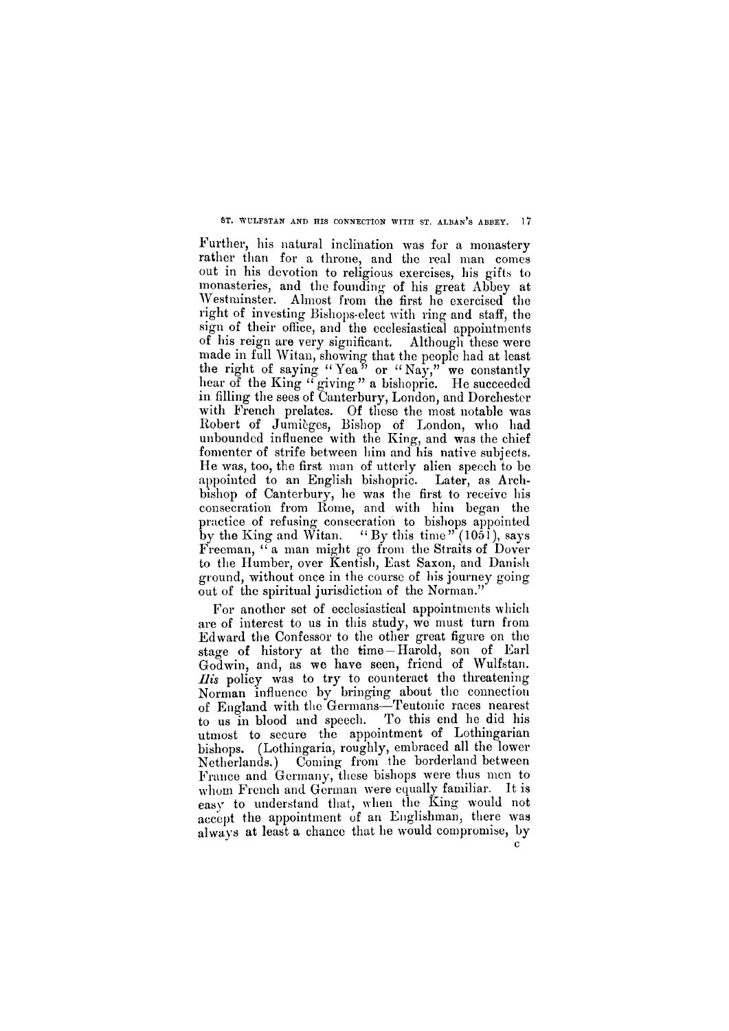Further, his natural inclination was for a monastery rather than for a throne, and the real man comes out in his devotion to religious exercises, his gifts to monasteries, and the founding of his great Abbey at Westminster. Almost from the first he exercised the right of investing Bishops-elect with ring and staff, the sign of their office, and the ecclesiastical appointments of his reign are very significant. Although these were made in full Witan, showing that the people had at least the right of saying "Yea" or "Nay," we constantly hear of the King "giving" a bishopric. He succeeded in filling the sees of Canterbury, London, and Dorchester with French prelates. Of these the most notable was Robert of Jumièges, Bishop of London, who had unbounded influence with the King, and was the chief fomenter of strife between him and his native subjects. He was, too, the first man of utterly alien speech to be appointed to an English bishopric. Later, as Archbishop of Canterbury, he was the first to receive his consecration from Rome, and with him began the practice of refusing consecration to bishops appointed by the King and Witan. "By this time" (1051), says Freeman, "a man might go from the Straits of Dover to the Humber, over Kentish, East Saxon, and Danish ground, without once in the course of his journey going out of the spiritual jurisdiction of the Norman."

For another set of ecclesiastical appointments which are of interest to us in this study, we must turn from Edward the Confessor to the other great figure on the stage of history at the time—Harold, son of Earl Godwin, and, as we have seen, friend of Wulfstan. *His* policy was to try to counteract the threatening Norman influence by bringing about the connection of England with the Germans—Teutonic races nearest to us in blood and speech. To this end he did his utmost to secure the appointment of Lothingarian bishops. (Lothingaria, roughly, embraced all the lower Netherlands.) Coming from the borderland between France and Germany, these bishops were thus men to whom French and German were equally familiar. It is easy to understand that, when the King would not accept the appointment of an Englishman, there was always at least a chance that he would compromise, by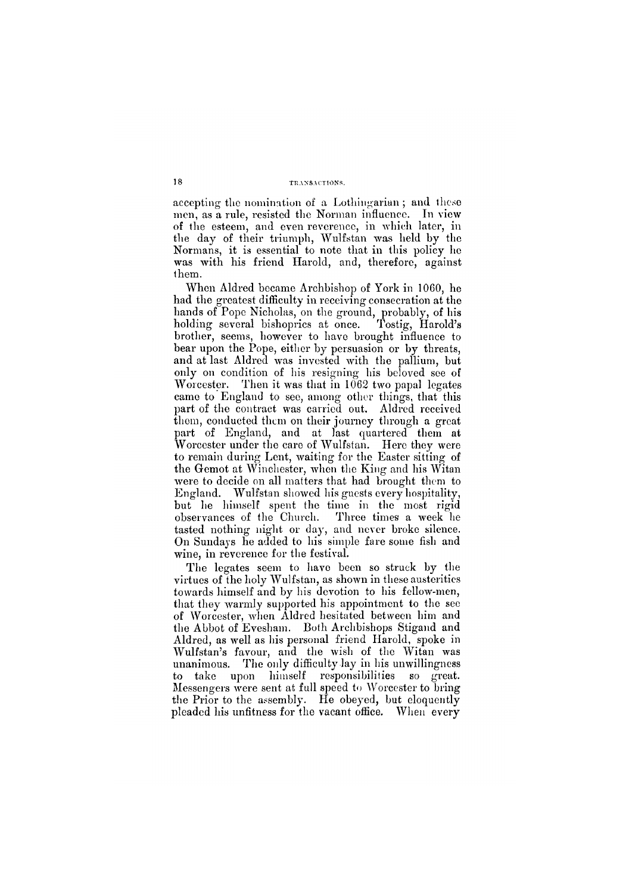accepting the nomination of a Lothingarian; and these men, as a rule, resisted the Norman influence. In view of the esteem, and even reverence, in which later, in the day of their triumph, Wulfstan was held by the Normans, it is essential to note that in this policy he was with his friend Harold, and, therefore, against them.

When Aldred became Archbishop of York in 1060, he had the greatest difficulty in receiving consecration at the hands of Pope Nicholas, on the ground, probably, of his holding several bishoprics at once. Tostig, Harold's brother, seems, however to have brought influence to bear upon the Pope, either by persuasion or by threats, and at last Aldred was invested with the pallium, but only on condition of his resigning his beloved see of Worcester. Then it was that in 1062 two papal legates came to England to see, among other things, that this part of the contract was carried out. Aldred received them, conducted them on their journey through a great part of England, and at last quartered them at Worcester under the care of Wulfstan. Here they were to remain during Lent, waiting for the Easter sitting of the Gemot at Winchester, when the King and his Witan were to decide on all matters that had brought them to England. Wulfstan showed his guests every hospitality, but he himself spent the time in the most rigid observances of the Church. Three times a week he tasted nothing night or day, and never broke silence. On Sundays he added to his simple fare some fish and wine, in reverence for the festival.

The legates seem to have been so struck by the virtues of the holy Wulfstan, as shown in these austerities towards himself and by his devotion to his fellow-men, that they warmly supported his appointment to the see of Worcester, when Aldred hesitated between him and the Abbot of Evesham. Both Archbishops Stigand and Aldred, as well as his personal friend Harold, spoke in Wulfstan's favour, and the wish of the Witan was unanimous. The only difficulty lay in his unwillingness to take upon himself responsibilities so great. Messengers were sent at full speed to Worcester to bring the Prior to the assembly. He obeyed, but eloquently pleaded his unfitness for the vacant office. When every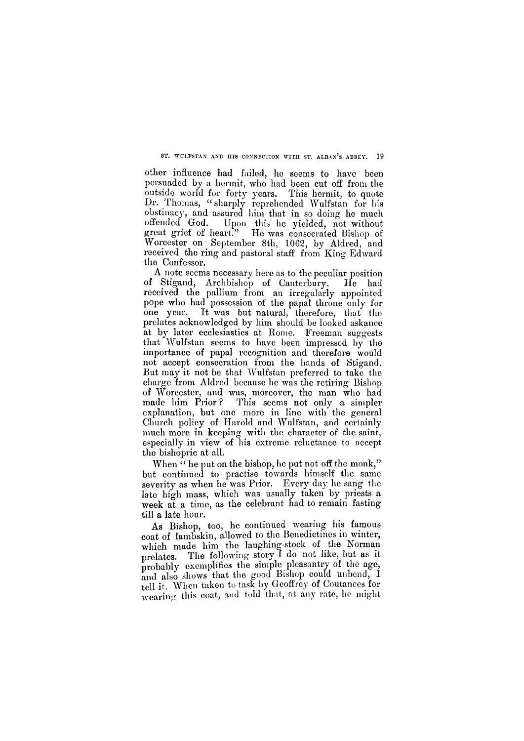other influence had failed, he seems to have been persuaded by a hermit, who had been cut off from the outside world for forty years. This hermit, to quote Dr. Thomas, "sharply reprehended Wulfstan for his obstinacy, and assured him that in so doing he much offended God. Upon this he yielded, not without great grief of heart." He was consecrated Bishop of Worcester on September 8th, 1062, by Aldred, and received the ring and pastoral staff from King Edward the Confessor.

A note seems necessary here as to the peculiar position of Stigand, Archbishop of Canterbury. He had received the pallium from an irregularly appointed pope who had possession of the papal throne only for one year. It was but natural, therefore, that the prelates acknowledged by him should be looked askance at by later ecclesiastics at Rome. Freeman suggests that Wulfstan seems to have been impressed by the importance of papal recognition and therefore would not accept consecration from the hands of Stigand. But may it not be that Wulfstan preferred to take the charge from Aldred because he was the retiring Bishop of Worcester, and was, moreover, the man who had made him Prior? This seems not only a simpler explanation, but one more in line with the general Church policy of Harold and Wulfstan, and certainly much more in keeping with the character of the saint, especially in view of his extreme reluctance to accept the bishopric at all.

When "he put on the bishop, he put not off the monk," but continued to practise towards himself the same severity as when he was Prior. Every day he sang the late high mass, which was usually taken by priests a week at a time, as the celebrant had to remain fasting till a late hour.

As Bishop, too, he continued wearing his famous coat of lambskin, allowed to the Benedictines in winter, which made him the laughing-stock of the Norman prelates. The following story I do not like, but as it probably exemplifies the simple pleasantry of the age, and also shows that the good Bishop could unbend, I tell it. When taken to task by Geoffrey of Coutances for wearing this coat, and told that, at any rate, he might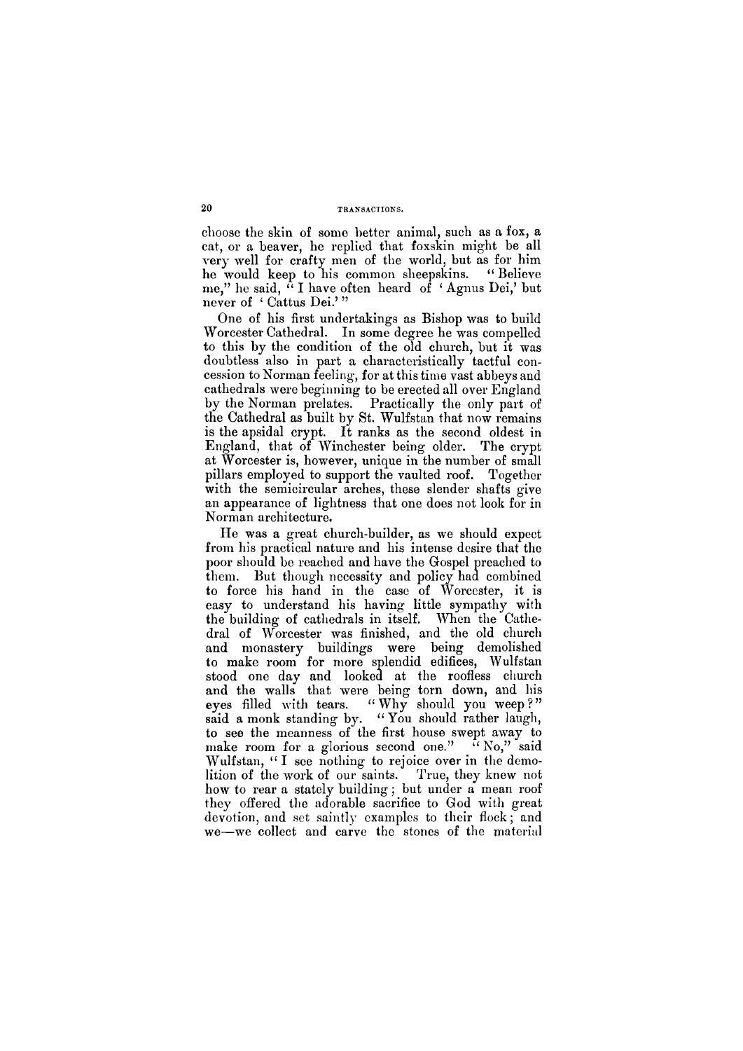choose the skin of some better animal, such as a fox, a cat, or a beaver, he replied that foxskin might be all very well for crafty men of the world, but as for him he would keep to his common sheepskins. "Believe me," he said, "I have often heard of 'Agnus Dei,' but never of 'Cattus Dei.'"

One of his first undertakings as Bishop was to build Worcester Cathedral. In some degree he was compelled to this by the condition of the old church, but it was doubtless also in part a characteristically tactful concession to Norman feeling, for at this time vast abbeys and cathedrals were beginning to be erected all over England by the Norman prelates. Practically the only part of the Cathedral as built by St. Wulfstan that now remains is the apsidal crypt. It ranks as the second oldest in England, that of Winchester being older. The crypt at Worcester is, however, unique in the number of small pillars employed to support the vaulted roof. Together with the semicircular arches, these slender shafts give an appearance of lightness that one does not look for in Norman architecture.

He was a great church-builder, as we should expect from his practical nature and his intense desire that the poor should be reached and have the Gospel preached to them. But though necessity and policy had combined to force his hand in the case of Worcester, it is easy to understand his having little sympathy with the building of cathedrals in itself. When the Cathedral of Worcester was finished, and the old church and monastery buildings were being demolished to make room for more splendid edifices, Wulfstan stood one day and looked at the roofless church and the walls that were being torn down, and his eyes filled with tears. "Why should you weep?" said a monk standing by. "You should rather laugh, to see the meanness of the first house swept away to make room for a glorious second one." "No," said Wulfstan, "I see nothing to rejoice over in the demolition of the work of our saints. True, they knew not how to rear a stately building; but under a mean roof they offered the adorable sacrifice to God with great devotion, and set saintly examples to their flock; and we—we collect and carve the stones of the material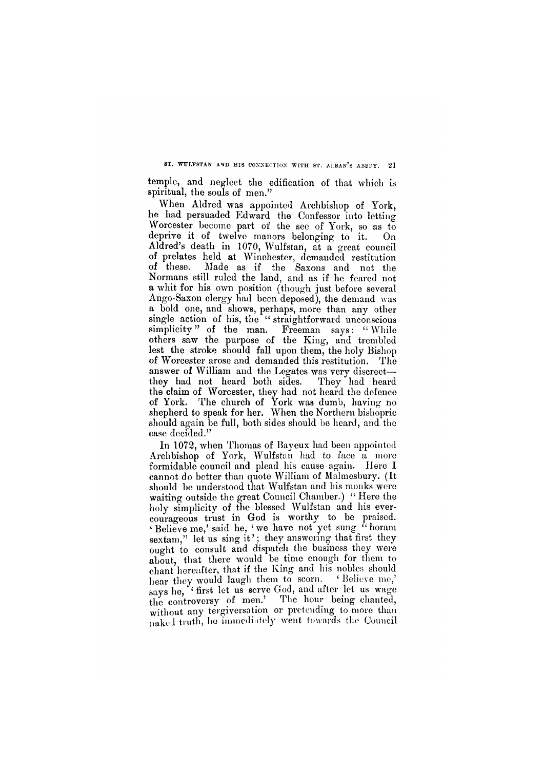temple, and neglect the edification of that which is spiritual, the souls of men."

When Aldred was appointed Archbishop of York, he had persuaded Edward the Confessor into letting Worcester become part of the see of York, so as to deprive it of twelve manors belonging to it. On Aldred's death in 1070, Wulfstan, at a great council of prelates held at Winchester, demanded restitution of these. Made as if the Saxons and not the Normans still ruled the land, and as if he feared not a whit for his own position (though just before several Ango-Saxon clergy had been deposed), the demand was a bold one, and shows, perhaps, more than any other single action of his, the "straightforward unconscious simplicity" of the man. Freeman says: "While others saw the purpose of the King, and trembled lest the stroke should fall upon them, the holy Bishop of Worcester arose and demanded this restitution. The answer of William and the Legates was very discreet—they had not heard both sides. They had heard the claim of Worcester, they had not heard the defence of York. The church of York was dumb, having no shepherd to speak for her. When the Northern bishopric should again be full, both sides should be heard, and the case decided."

In 1072, when Thomas of Bayeux had been appointed Archbishop of York, Wulfstan had to face a more formidable council and plead his cause again. Here I cannot do better than quote William of Malmesbury. (It should be understood that Wulfstan and his monks were waiting outside the great Council Chamber.) "Here the holy simplicity of the blessed Wulfstan and his ever-courageous trust in God is worthy to be praised. 'Believe me,' said he, 'we have not yet sung "horam sextam," let us sing it'; they answering that first they ought to consult and dispatch the business they were about, that there would be time enough for them to chant hereafter, that if the King and his nobles should hear they would laugh them to scorn. 'Believe me,' says he, 'first let us serve God, and after let us wage the controversy of men.' The hour being chanted, without any tergiversation or pretending to more than naked truth, he immediately went towards the Council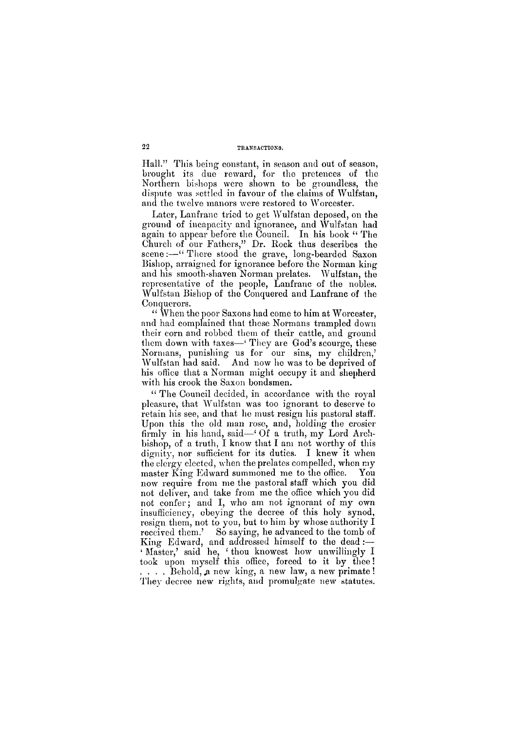Hall." This being constant, in season and out of season, brought its due reward, for the pretences of the Northern bishops were shown to be groundless, the dispute was settled in favour of the claims of Wulfstan, and the twelve manors were restored to Worcester.

Later, Lanfranc tried to get Wulfstan deposed, on the ground of incapacity and ignorance, and Wulfstan had again to appear before the Council. In his book "The Church of our Fathers," Dr. Rock thus describes the scene:—"There stood the grave, long-bearded Saxon Bishop, arraigned for ignorance before the Norman king and his smooth-shaven Norman prelates. Wulfstan, the representative of the people, Lanfranc of the nobles. Wulfstan Bishop of the Conquered and Lanfranc of the Conquerors.

"When the poor Saxons had come to him at Worcester, and had complained that these Normans trampled down their corn and robbed them of their cattle, and ground them down with taxes—'They are God's scourge, these Normans, punishing us for our sins, my children,' Wulfstan had said. And now he was to be deprived of his office that a Norman might occupy it and shepherd with his crook the Saxon bondsmen.

"The Council decided, in accordance with the royal pleasure, that Wulfstan was too ignorant to deserve to retain his see, and that he must resign his pastoral staff. Upon this the old man rose, and, holding the crosier firmly in his hand, said—'Of a truth, my Lord Archbishop, of a truth, I know that I am not worthy of this dignity, nor sufficient for its duties. I knew it when the clergy elected, when the prelates compelled, when my master King Edward summoned me to the office. You now require from me the pastoral staff which you did not deliver, and take from me the office which you did not confer; and I, who am not ignorant of my own insufficiency, obeying the decree of this holy synod, resign them, not to you, but to him by whose authority I received them.' So saying, he advanced to the tomb of King Edward, and addressed himself to the dead:—'Master,' said he, 'thou knowest how unwillingly I took upon myself this office, forced to it by thee! . . . . Behold, a new king, a new law, a new primate! They decree new rights, and promulgate new statutes.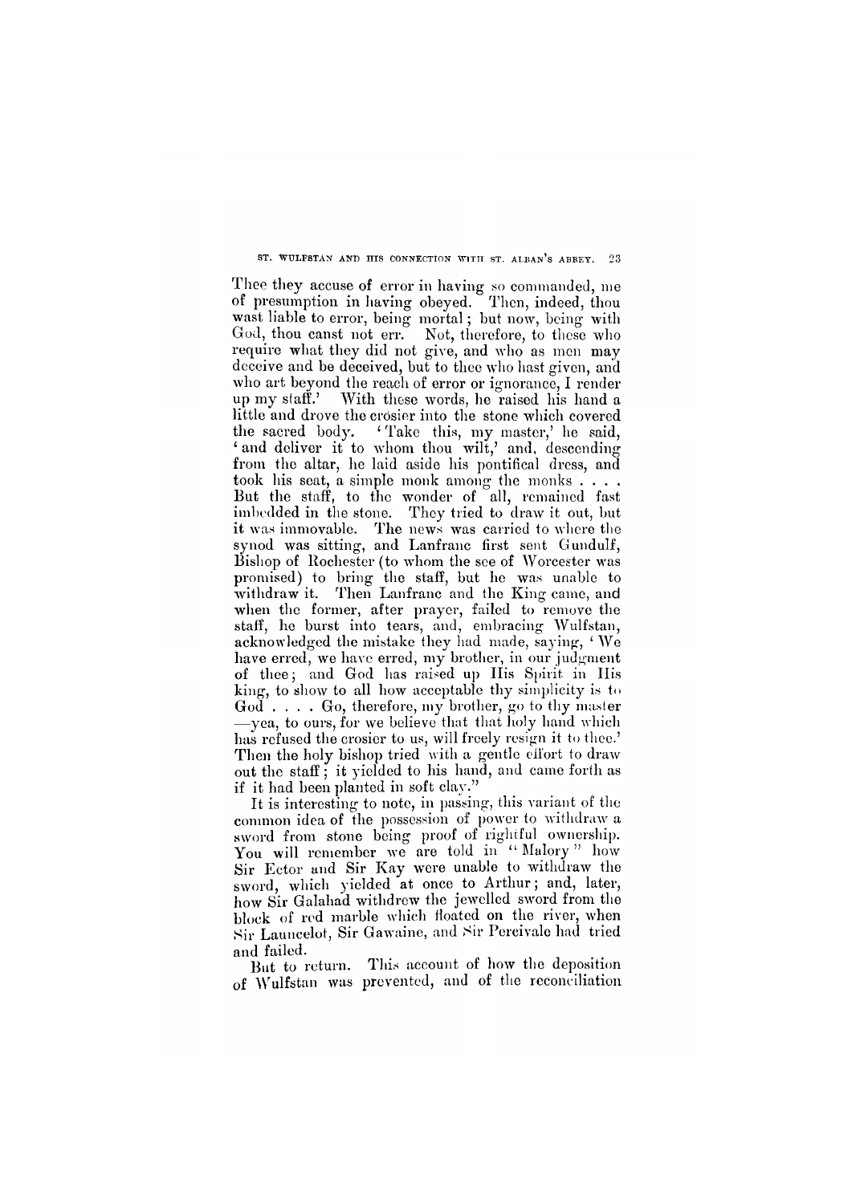Thee they accuse of error in having so commanded, me of presumption in having obeyed. Then, indeed, thou wast liable to error, being mortal; but now, being with God, thou canst not err. Not, therefore, to these who require what they did not give, and who as men may deceive and be deceived, but to thee who hast given, and who art beyond the reach of error or ignorance, I render up my staff.' With these words, he raised his hand a little and drove the crosier into the stone which covered the sacred body. 'Take this, my master,' he said, 'and deliver it to whom thou wilt,' and, descending from the altar, he laid aside his pontifical dress, and took his seat, a simple monk among the monks . . . . But the staff, to the wonder of all, remained fast imbedded in the stone. They tried to draw it out, but it was immovable. The news was carried to where the synod was sitting, and Lanfranc first sent Gundulf, Bishop of Rochester (to whom the see of Worcester was promised) to bring the staff, but he was unable to withdraw it. Then Lanfranc and the King came, and when the former, after prayer, failed to remove the staff, he burst into tears, and, embracing Wulfstan, acknowledged the mistake they had made, saying, 'We have erred, we have erred, my brother, in our judgment of thee; and God has raised up His Spirit in His king, to show to all how acceptable thy simplicity is to God . . . . Go, therefore, my brother, go to thy master —yea, to ours, for we believe that that holy hand which has refused the crosier to us, will freely resign it to thee.' Then the holy bishop tried with a gentle effort to draw out the staff; it yielded to his hand, and came forth as if it had been planted in soft clay."

It is interesting to note, in passing, this variant of the common idea of the possession of power to withdraw a sword from stone being proof of rightful ownership. You will remember we are told in "Malory" how Sir Ector and Sir Kay were unable to withdraw the sword, which yielded at once to Arthur; and, later, how Sir Galahad withdrew the jewelled sword from the block of red marble which floated on the river, when Sir Launcelot, Sir Gawaine, and Sir Percivale had tried and failed.

But to return. This account of how the deposition of Wulfstan was prevented, and of the reconciliation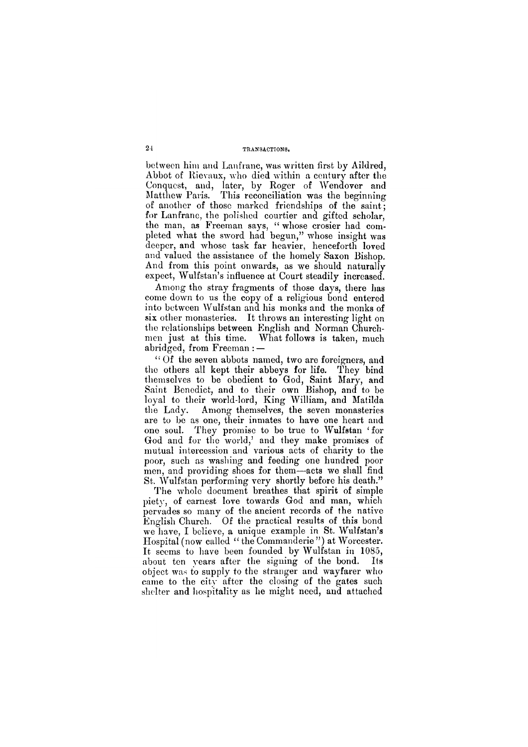between him and Lanfranc, was written first by Aildred, Abbot of Rievaux, who died within a century after the Conquest, and, later, by Roger of Wendover and Matthew Paris. This reconciliation was the beginning of another of those marked friendships of the saint; for Lanfranc, the polished courtier and gifted scholar, the man, as Freeman says, "whose crosier had completed what the sword had begun," whose insight was deeper, and whose task far heavier, henceforth loved and valued the assistance of the homely Saxon Bishop. And from this point onwards, as we should naturally expect, Wulfstan's influence at Court steadily increased.

Among the stray fragments of those days, there has come down to us the copy of a religious bond entered into between Wulfstan and his monks and the monks of six other monasteries. It throws an interesting light on the relationships between English and Norman Churchmen just at this time. What follows is taken, much abridged, from Freeman:—

"Of the seven abbots named, two are foreigners, and the others all kept their abbeys for life. They bind themselves to be obedient to God, Saint Mary, and Saint Benedict, and to their own Bishop, and to be loyal to their world-lord, King William, and Matilda the Lady. Among themselves, the seven monasteries are to be as one, their inmates to have one heart and one soul. They promise to be true to Wulfstan 'for God and for the world,' and they make promises of mutual intercession and various acts of charity to the poor, such as washing and feeding one hundred poor men, and providing shoes for them—acts we shall find St. Wulfstan performing very shortly before his death."

The whole document breathes that spirit of simple piety, of earnest love towards God and man, which pervades so many of the ancient records of the native English Church. Of the practical results of this bond we have, I believe, a unique example in St. Wulfstan's Hospital (now called "the Commanderie") at Worcester. It seems to have been founded by Wulfstan in 1085, about ten years after the signing of the bond. Its object was to supply to the stranger and wayfarer who came to the city after the closing of the gates such shelter and hospitality as he might need, and attached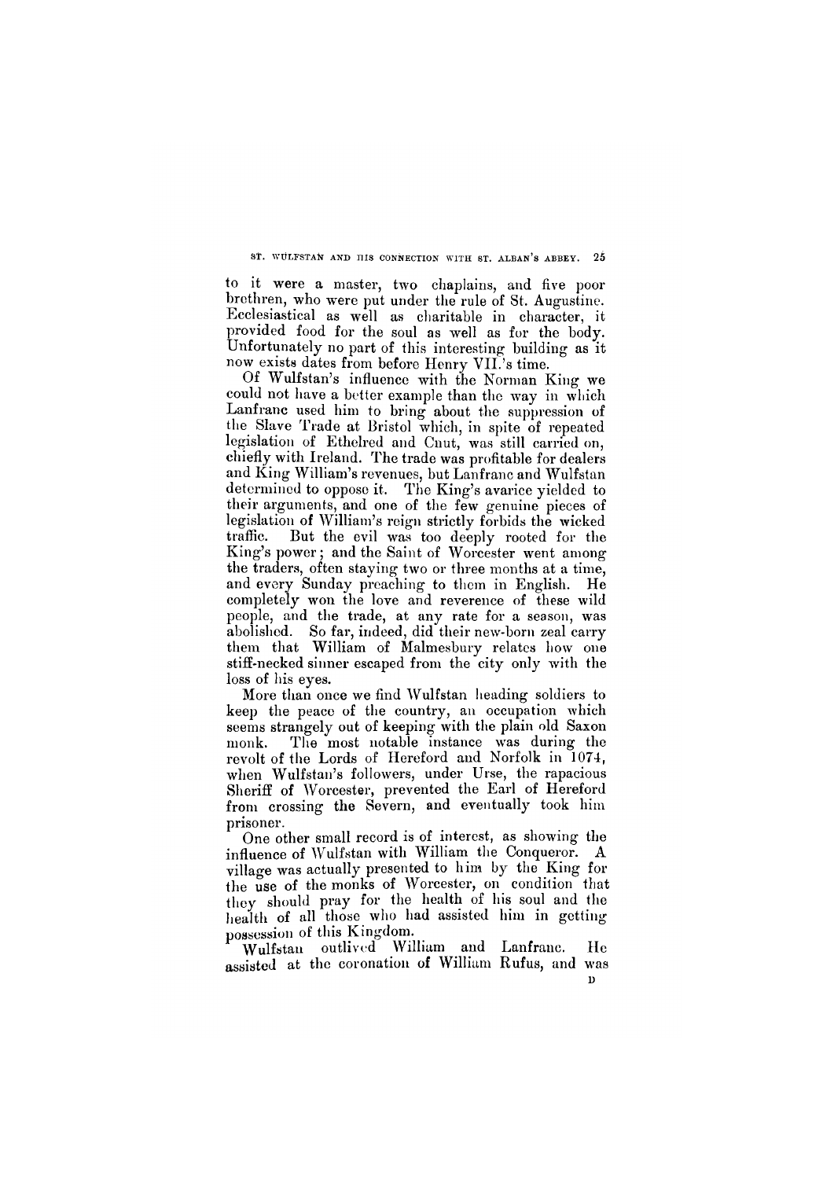to it were a master, two chaplains, and five poor brethren, who were put under the rule of St. Augustine. Ecclesiastical as well as charitable in character, it provided food for the soul as well as for the body. Unfortunately no part of this interesting building as it now exists dates from before Henry VII.'s time.

Of Wulfstan's influence with the Norman King we could not have a better example than the way in which Lanfranc used him to bring about the suppression of the Slave Trade at Bristol which, in spite of repeated legislation of Ethelred and Cnut, was still carried on, chiefly with Ireland. The trade was profitable for dealers and King William's revenues, but Lanfranc and Wulfstan determined to oppose it. The King's avarice yielded to their arguments, and one of the few genuine pieces of legislation of William's reign strictly forbids the wicked traffic. But the evil was too deeply rooted for the King's power; and the Saint of Worcester went among the traders, often staying two or three months at a time, and every Sunday preaching to them in English. He completely won the love and reverence of these wild people, and the trade, at any rate for a season, was abolished. So far, indeed, did their new-born zeal carry them that William of Malmesbury relates how one stiff-necked sinner escaped from the city only with the loss of his eyes.

More than once we find Wulfstan heading soldiers to keep the peace of the country, an occupation which seems strangely out of keeping with the plain old Saxon monk. The most notable instance was during the revolt of the Lords of Hereford and Norfolk in 1074, when Wulfstan's followers, under Urse, the rapacious Sheriff of Worcester, prevented the Earl of Hereford from crossing the Severn, and eventually took him prisoner.

One other small record is of interest, as showing the influence of Wulfstan with William the Conqueror. A village was actually presented to him by the King for the use of the monks of Worcester, on condition that they should pray for the health of his soul and the health of all those who had assisted him in getting possession of this Kingdom.

Wulfstan outlived William and Lanfranc. He assisted at the coronation of William Rufus, and was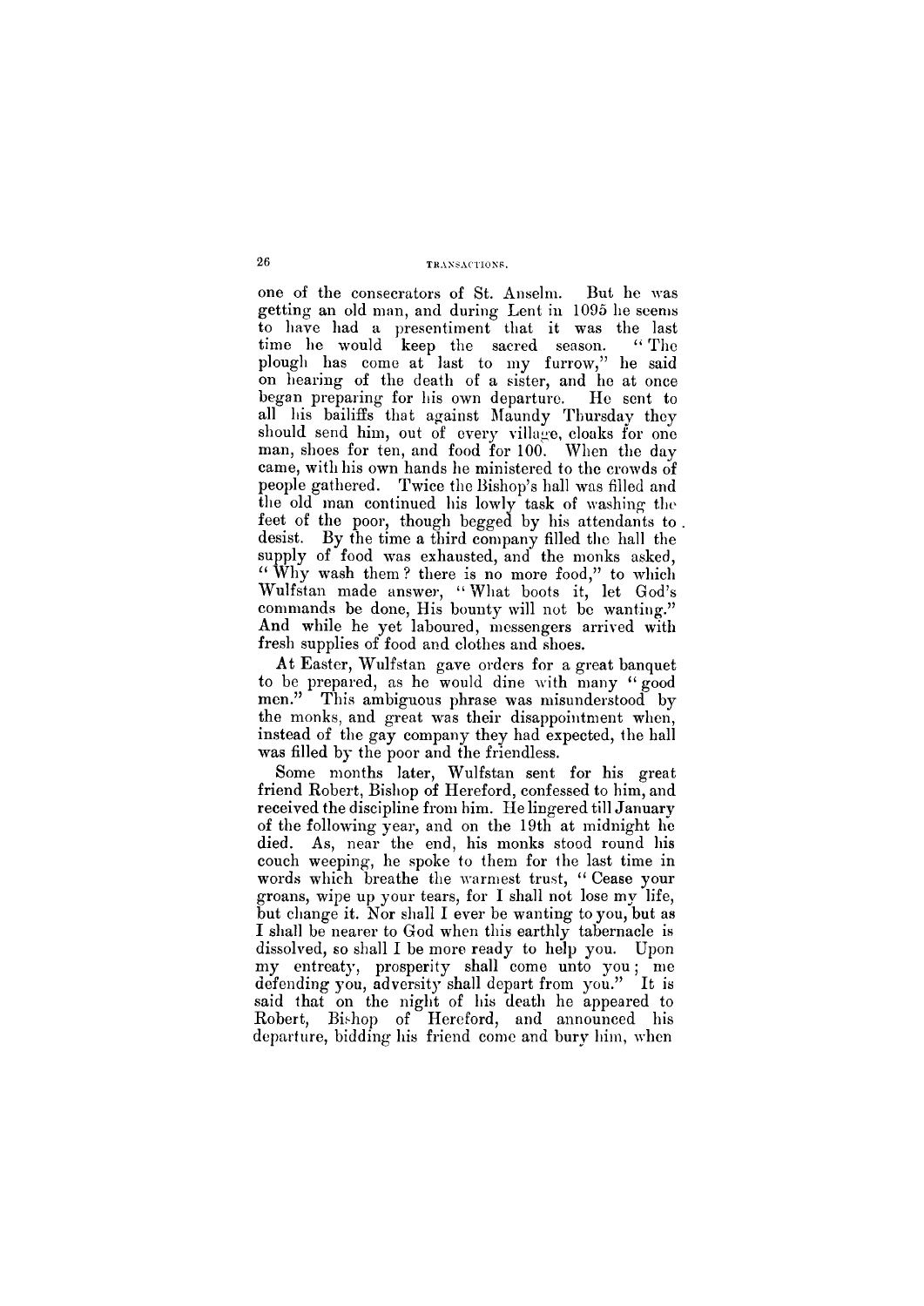one of the consecrators of St. Anselm. But he was getting an old man, and during Lent in 1095 he seems to have had a presentiment that it was the last time he would keep the sacred season. "The plough has come at last to my furrow," he said on hearing of the death of a sister, and he at once began preparing for his own departure. He sent to all his bailiffs that against Maundy Thursday they should send him, out of every village, cloaks for one man, shoes for ten, and food for 100. When the day came, with his own hands he ministered to the crowds of people gathered. Twice the Bishop's hall was filled and the old man continued his lowly task of washing the feet of the poor, though begged by his attendants to desist. By the time a third company filled the hall the supply of food was exhausted, and the monks asked, "Why wash them? there is no more food," to which Wulfstan made answer, "What boots it, let God's commands be done, His bounty will not be wanting." And while he yet laboured, messengers arrived with fresh supplies of food and clothes and shoes.

At Easter, Wulfstan gave orders for a great banquet to be prepared, as he would dine with many "good men." This ambiguous phrase was misunderstood by the monks, and great was their disappointment when, instead of the gay company they had expected, the hall was filled by the poor and the friendless.

Some months later, Wulfstan sent for his great friend Robert, Bishop of Hereford, confessed to him, and received the discipline from him. He lingered till January of the following year, and on the 19th at midnight he died. As, near the end, his monks stood round his couch weeping, he spoke to them for the last time in words which breathe the warmest trust, "Cease your groans, wipe up your tears, for I shall not lose my life, but change it. Nor shall I ever be wanting to you, but as I shall be nearer to God when this earthly tabernacle is dissolved, so shall I be more ready to help you. Upon my entreaty, prosperity shall come unto you; me defending you, adversity shall depart from you." It is said that on the night of his death he appeared to Robert, Bishop of Hereford, and announced his departure, bidding his friend come and bury him, when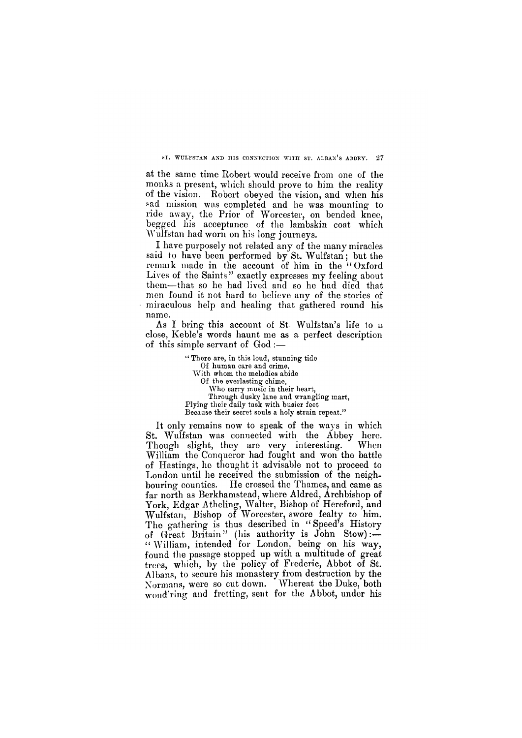at the same time Robert would receive from one of the monks a present, which should prove to him the reality of the vision. Robert obeyed the vision, and when his sad mission was completed and he was mounting to ride away, the Prior of Worcester, on bended knee, begged his acceptance of the lambskin coat which Wulfstan had worn on his long journeys.

I have purposely not related any of the many miracles said to have been performed by St. Wulfstan; but the remark made in the account of him in the "Oxford Lives of the Saints" exactly expresses my feeling about them—that so he had lived and so he had died that men found it not hard to believe any of the stories of miraculous help and healing that gathered round his name.

As I bring this account of St. Wulfstan's life to a close, Keble's words haunt me as a perfect description of this simple servant of God :—

> "There are, in this loud, stunning tide
> Of human care and crime,
> With whom the melodies abide
> Of the everlasting chime,
> Who carry music in their heart,
> Through dusky lane and wrangling mart,
> Plying their daily task with busier feet
> Because their secret souls a holy strain repeat."

It only remains now to speak of the ways in which St. Wulfstan was connected with the Abbey here. Though slight, they are very interesting. When William the Conqueror had fought and won the battle of Hastings, he thought it advisable not to proceed to London until he received the submission of the neighbouring counties. He crossed the Thames, and came as far north as Berkhamstead, where Aldred, Archbishop of York, Edgar Atheling, Walter, Bishop of Hereford, and Wulfstan, Bishop of Worcester, swore fealty to him. The gathering is thus described in "Speed's History of Great Britain" (his authority is John Stow):— "William, intended for London, being on his way, found the passage stopped up with a multitude of great trees, which, by the policy of Frederic, Abbot of St. Albans, to secure his monastery from destruction by the Normans, were so cut down. Whereat the Duke, both wond'ring and fretting, sent for the Abbot, under his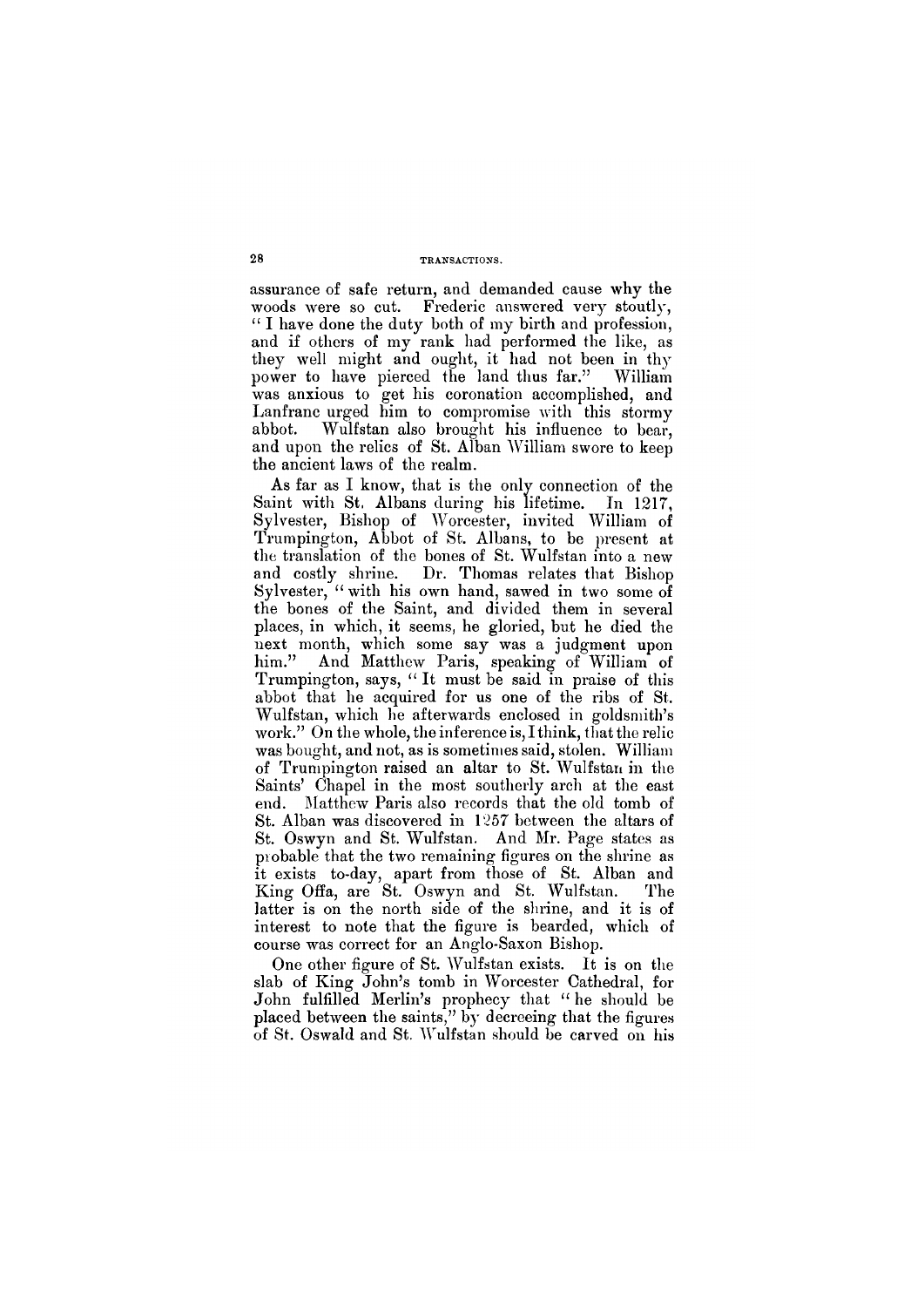assurance of safe return, and demanded cause why the woods were so cut. Frederic answered very stoutly, "I have done the duty both of my birth and profession, and if others of my rank had performed the like, as they well might and ought, it had not been in thy power to have pierced the land thus far." William was anxious to get his coronation accomplished, and Lanfranc urged him to compromise with this stormy abbot. Wulfstan also brought his influence to bear, and upon the relics of St. Alban William swore to keep the ancient laws of the realm.

As far as I know, that is the only connection of the Saint with St. Albans during his lifetime. In 1217, Sylvester, Bishop of Worcester, invited William of Trumpington, Abbot of St. Albans, to be present at the translation of the bones of St. Wulfstan into a new and costly shrine. Dr. Thomas relates that Bishop Sylvester, "with his own hand, sawed in two some of the bones of the Saint, and divided them in several places, in which, it seems, he gloried, but he died the next month, which some say was a judgment upon him." And Matthew Paris, speaking of William of Trumpington, says, "It must be said in praise of this abbot that he acquired for us one of the ribs of St. Wulfstan, which he afterwards enclosed in goldsmith's work." On the whole, the inference is, I think, that the relic was bought, and not, as is sometimes said, stolen. William of Trumpington raised an altar to St. Wulfstan in the Saints' Chapel in the most southerly arch at the east end. Matthew Paris also records that the old tomb of St. Alban was discovered in 1257 between the altars of St. Oswyn and St. Wulfstan. And Mr. Page states as probable that the two remaining figures on the shrine as it exists to-day, apart from those of St. Alban and King Offa, are St. Oswyn and St. Wulfstan. The latter is on the north side of the shrine, and it is of interest to note that the figure is bearded, which of course was correct for an Anglo-Saxon Bishop.

One other figure of St. Wulfstan exists. It is on the slab of King John's tomb in Worcester Cathedral, for John fulfilled Merlin's prophecy that "he should be placed between the saints," by decreeing that the figures of St. Oswald and St. Wulfstan should be carved on his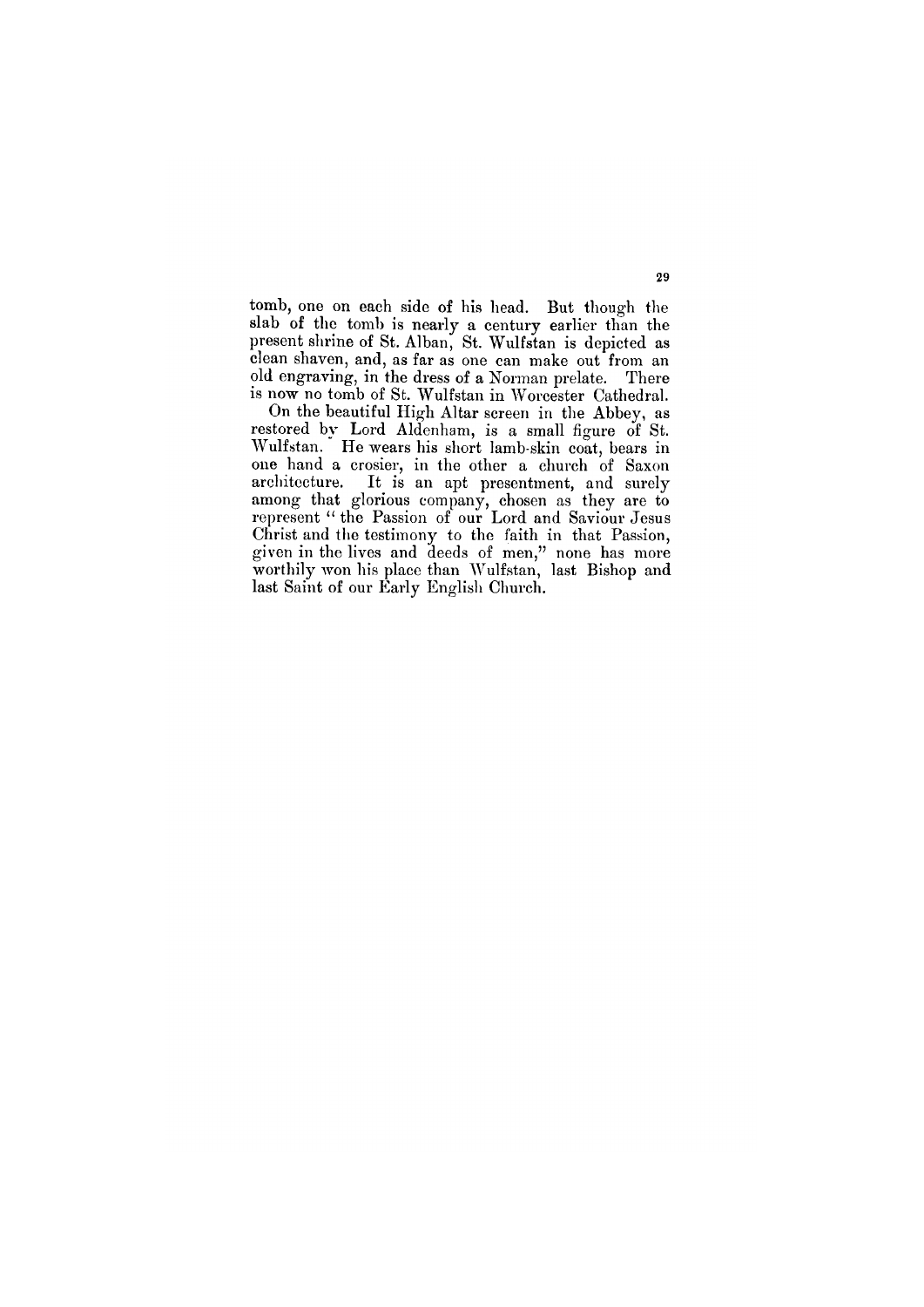tomb, one on each side of his head. But though the slab of the tomb is nearly a century earlier than the present shrine of St. Alban, St. Wulfstan is depicted as clean shaven, and, as far as one can make out from an old engraving, in the dress of a Norman prelate. There is now no tomb of St. Wulfstan in Worcester Cathedral.

On the beautiful High Altar screen in the Abbey, as restored by Lord Aldenham, is a small figure of St. Wulfstan. He wears his short lamb-skin coat, bears in one hand a crosier, in the other a church of Saxon architecture. It is an apt presentment, and surely among that glorious company, chosen as they are to represent "the Passion of our Lord and Saviour Jesus Christ and the testimony to the faith in that Passion, given in the lives and deeds of men," none has more worthily won his place than Wulfstan, last Bishop and last Saint of our Early English Church.